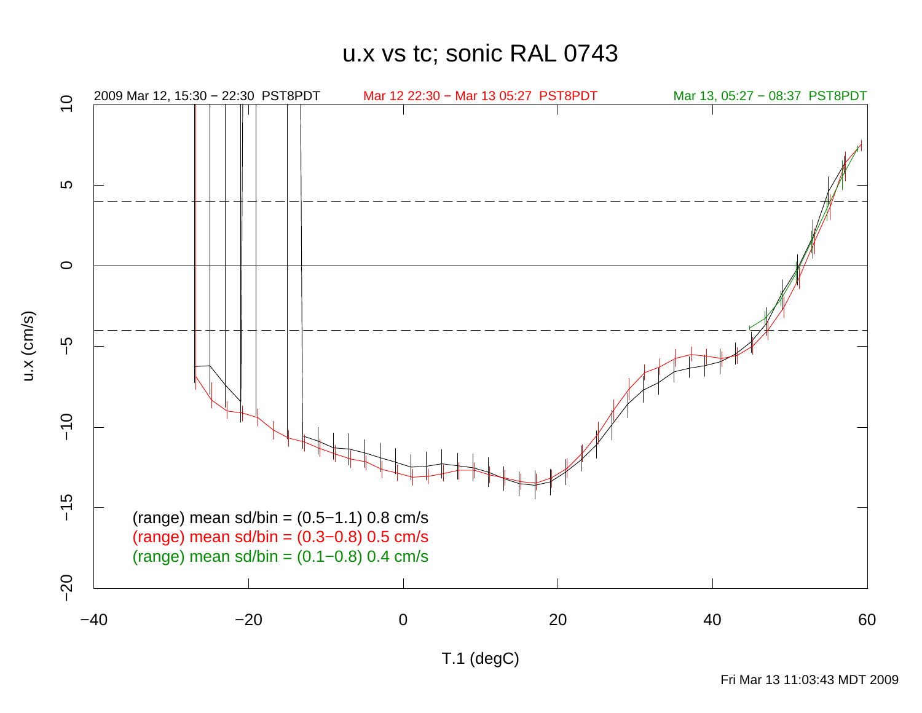# u.x vs tc; sonic RAL 0743

2009 Mar 12, 15:30 − 22:30 PST8PDT

Mar 12 22:30 − Mar 13 05:27 PST8PDT

Mar 13, 05:27 − 08:37 PST8PDT

u.x (cm/s)

10

5

0

−5

−10

−15

−20

−40

−20

0

20

40

60

T.1 (degC)

(range) mean sd/bin = (0.5−1.1) 0.8 cm/s

(range) mean sd/bin = (0.3−0.8) 0.5 cm/s

(range) mean sd/bin = (0.1−0.8) 0.4 cm/s

Fri Mar 13 11:03:43 MDT 2009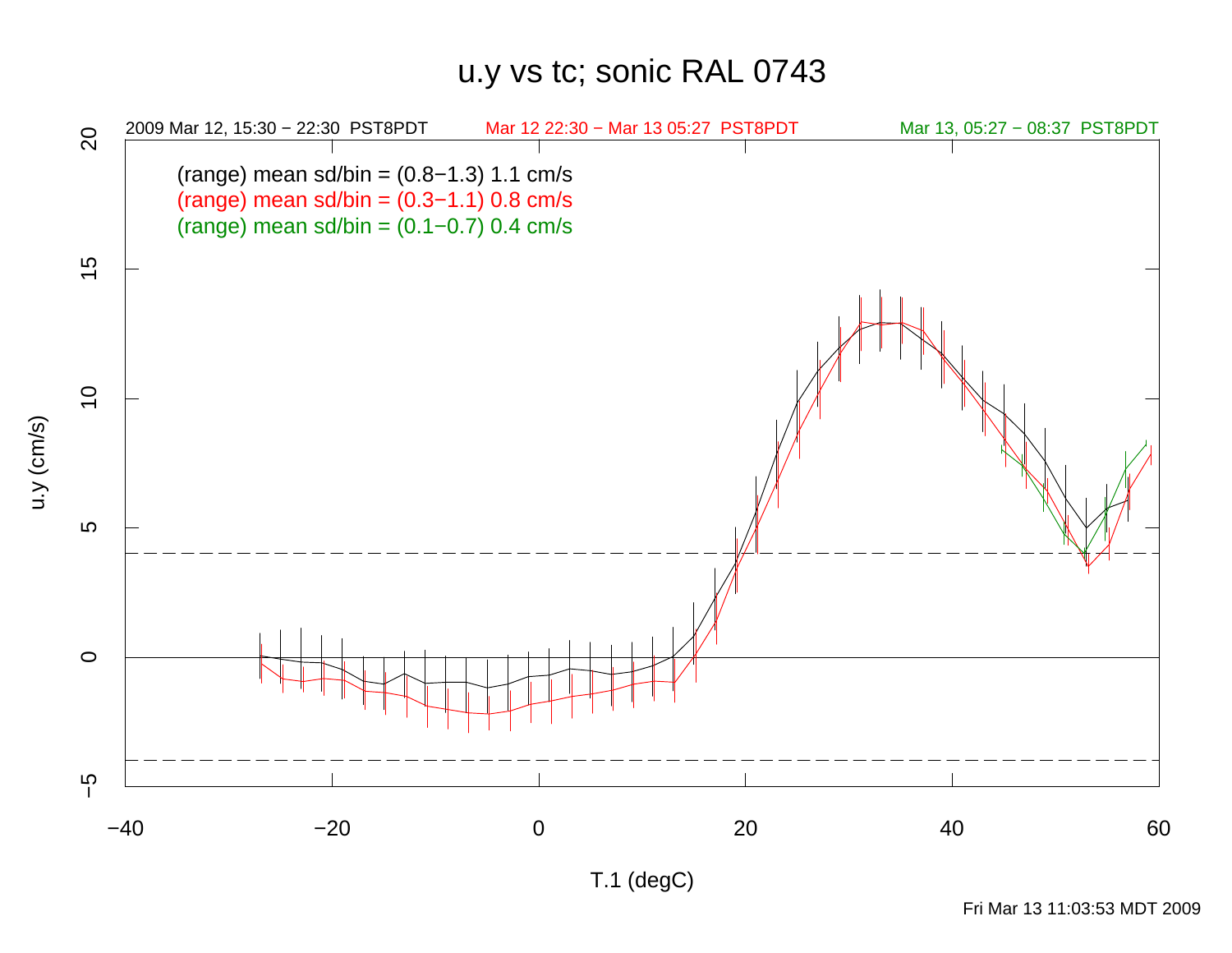u.y vs tc; sonic RAL 0743

2009 Mar 12, 15:30 − 22:30 PST8PDT

Mar 12 22:30 − Mar 13 05:27 PST8PDT

Mar 13, 05:27 − 08:37 PST8PDT

(range) mean sd/bin = (0.8−1.3) 1.1 cm/s

(range) mean sd/bin = (0.3−1.1) 0.8 cm/s

(range) mean sd/bin = (0.1−0.7) 0.4 cm/s

u.y (cm/s)

−5
0
5
10
15
20

−40
−20
0
20
40
60

T.1 (degC)

Fri Mar 13 11:03:53 MDT 2009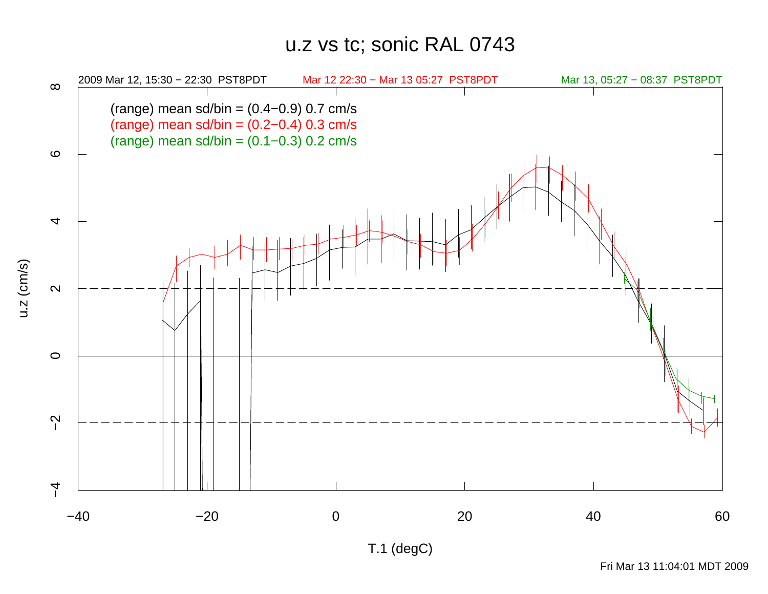# u.z vs tc; sonic RAL 0743

2009 Mar 12, 15:30 − 22:30 PST8PDT

Mar 12 22:30 − Mar 13 05:27 PST8PDT

Mar 13, 05:27 − 08:37 PST8PDT

(range) mean sd/bin = (0.4−0.9) 0.7 cm/s

(range) mean sd/bin = (0.2−0.4) 0.3 cm/s

(range) mean sd/bin = (0.1−0.3) 0.2 cm/s

u.z (cm/s)

8
6
4
2
0
−2
−4

−40
−20
0
20
40
60

T.1 (degC)

Fri Mar 13 11:04:01 MDT 2009